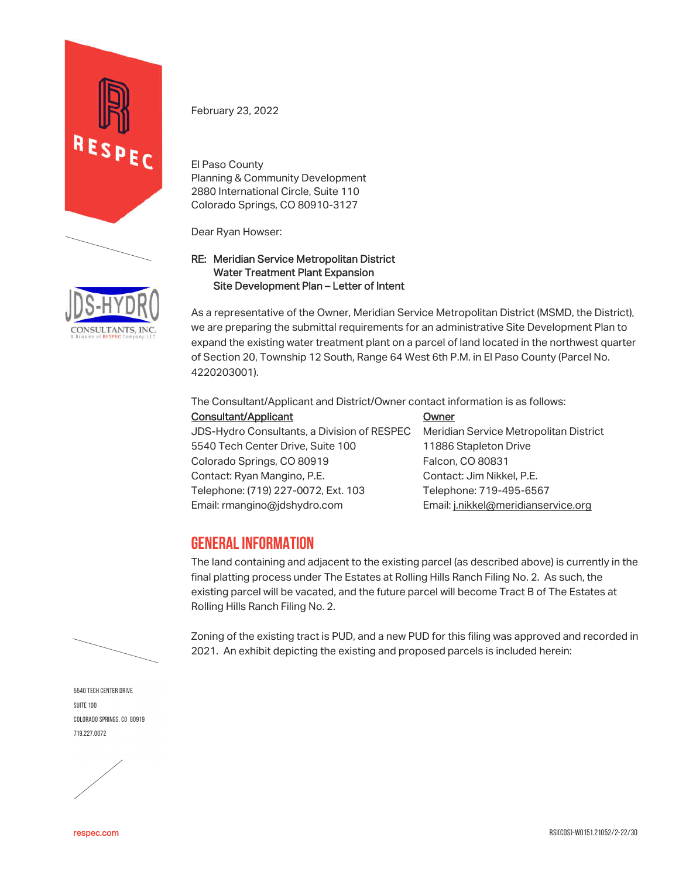February 23, 2022

El Paso County
Planning & Community Development
2880 International Circle, Suite 110
Colorado Springs, CO 80910-3127

Dear Ryan Howser:

RE: Meridian Service Metropolitan District
Water Treatment Plant Expansion
Site Development Plan – Letter of Intent

As a representative of the Owner, Meridian Service Metropolitan District (MSMD, the District), we are preparing the submittal requirements for an administrative Site Development Plan to expand the existing water treatment plant on a parcel of land located in the northwest quarter of Section 20, Township 12 South, Range 64 West 6th P.M. in El Paso County (Parcel No. 4220203001).

The Consultant/Applicant and District/Owner contact information is as follows:

| Consultant/Applicant | Owner |
| --- | --- |
| JDS-Hydro Consultants, a Division of RESPEC | Meridian Service Metropolitan District |
| 5540 Tech Center Drive, Suite 100 | 11886 Stapleton Drive |
| Colorado Springs, CO 80919 | Falcon, CO 80831 |
| Contact: Ryan Mangino, P.E. | Contact: Jim Nikkel, P.E. |
| Telephone: (719) 227-0072, Ext. 103 | Telephone: 719-495-6567 |
| Email: rmangino@jdshydro.com | Email: j.nikkel@meridianservice.org |

## GENERAL INFORMATION

The land containing and adjacent to the existing parcel (as described above) is currently in the final platting process under The Estates at Rolling Hills Ranch Filing No. 2. As such, the existing parcel will be vacated, and the future parcel will become Tract B of The Estates at Rolling Hills Ranch Filing No. 2.

Zoning of the existing tract is PUD, and a new PUD for this filing was approved and recorded in 2021. An exhibit depicting the existing and proposed parcels is included herein: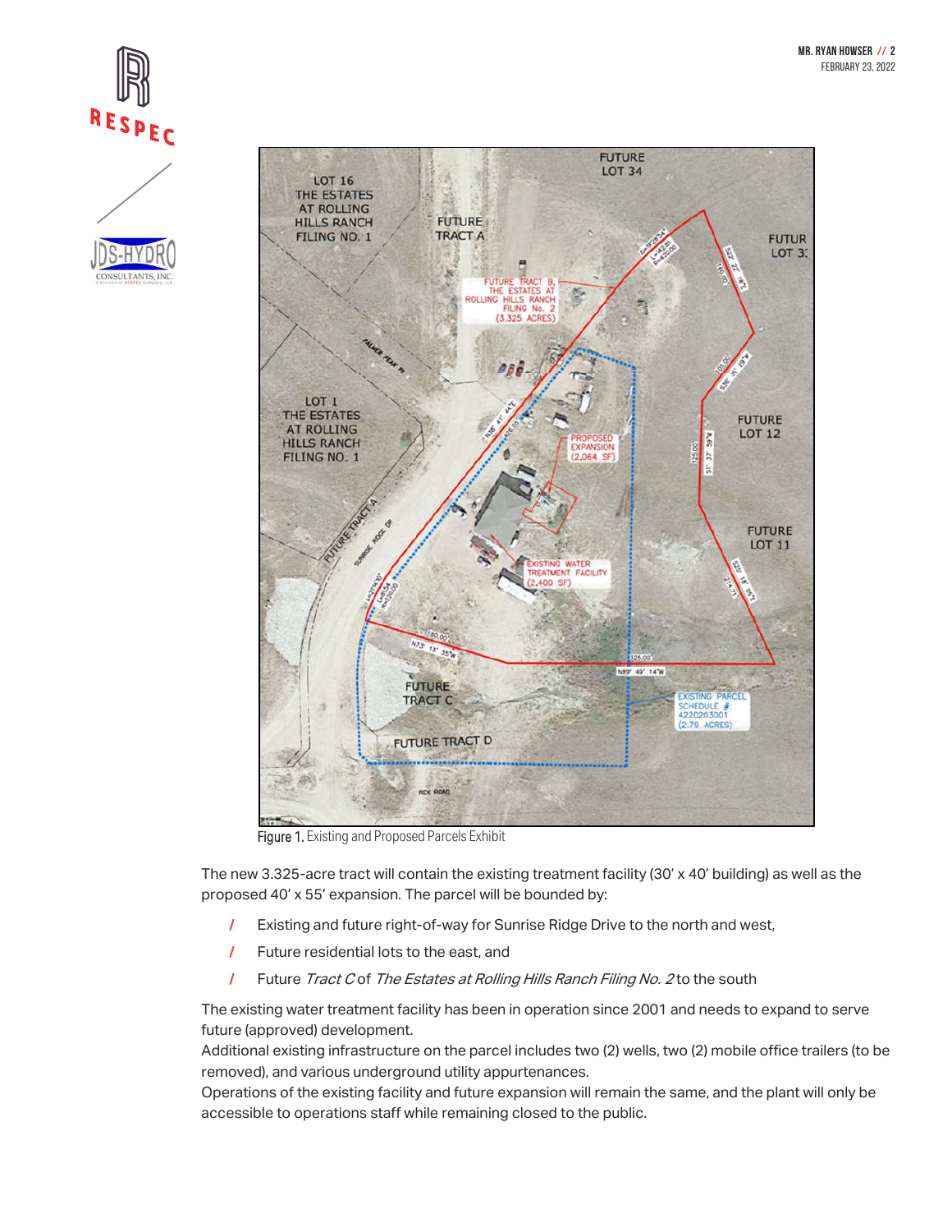Figure 1. Existing and Proposed Parcels Exhibit

The new 3.325-acre tract will contain the existing treatment facility (30′ x 40′ building) as well as the proposed 40′ x 55′ expansion. The parcel will be bounded by:

- Existing and future right-of-way for Sunrise Ridge Drive to the north and west,
- Future residential lots to the east, and
- Future *Tract C* of *The Estates at Rolling Hills Ranch Filing No. 2* to the south

The existing water treatment facility has been in operation since 2001 and needs to expand to serve future (approved) development.

Additional existing infrastructure on the parcel includes two (2) wells, two (2) mobile office trailers (to be removed), and various underground utility appurtenances.

Operations of the existing facility and future expansion will remain the same, and the plant will only be accessible to operations staff while remaining closed to the public.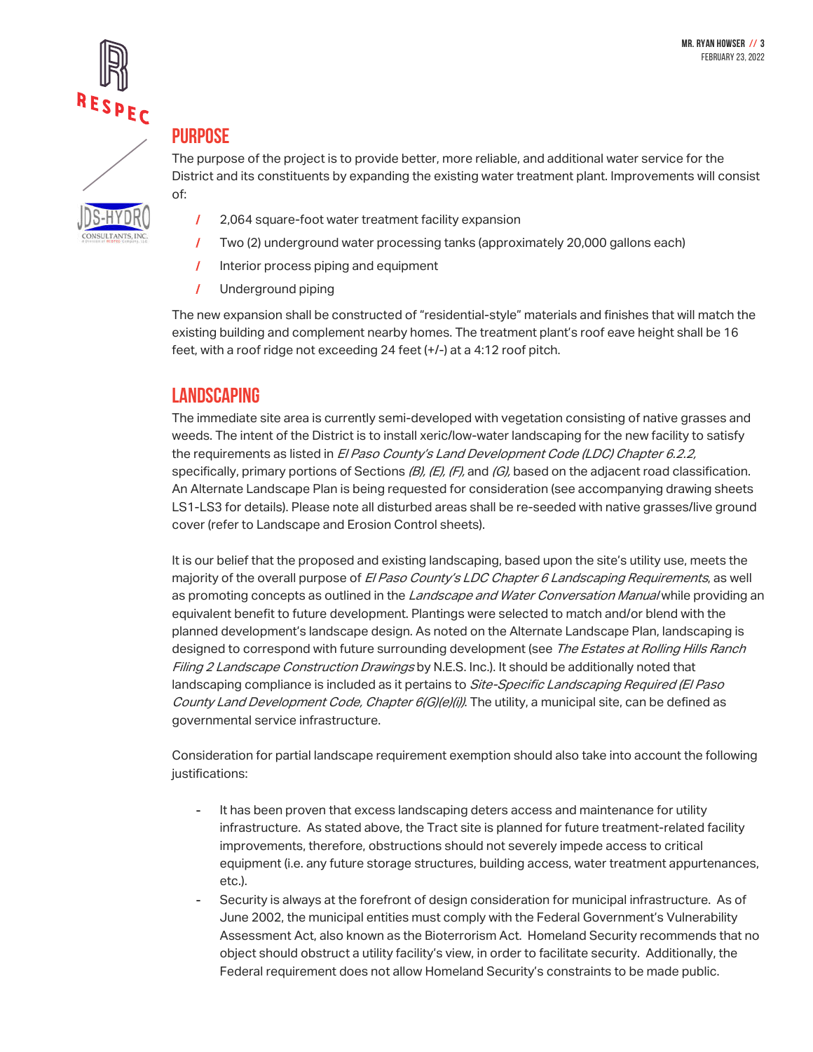## PURPOSE

The purpose of the project is to provide better, more reliable, and additional water service for the District and its constituents by expanding the existing water treatment plant. Improvements will consist of:

- 2,064 square-foot water treatment facility expansion
- Two (2) underground water processing tanks (approximately 20,000 gallons each)
- Interior process piping and equipment
- Underground piping

The new expansion shall be constructed of "residential-style" materials and finishes that will match the existing building and complement nearby homes. The treatment plant's roof eave height shall be 16 feet, with a roof ridge not exceeding 24 feet (+/-) at a 4:12 roof pitch.

## LANDSCAPING

The immediate site area is currently semi-developed with vegetation consisting of native grasses and weeds. The intent of the District is to install xeric/low-water landscaping for the new facility to satisfy the requirements as listed in *El Paso County's Land Development Code (LDC) Chapter 6.2.2,* specifically, primary portions of Sections *(B), (E), (F),* and *(G),* based on the adjacent road classification. An Alternate Landscape Plan is being requested for consideration (see accompanying drawing sheets LS1-LS3 for details). Please note all disturbed areas shall be re-seeded with native grasses/live ground cover (refer to Landscape and Erosion Control sheets).

It is our belief that the proposed and existing landscaping, based upon the site's utility use, meets the majority of the overall purpose of *El Paso County's LDC Chapter 6 Landscaping Requirements*, as well as promoting concepts as outlined in the *Landscape and Water Conversation Manual* while providing an equivalent benefit to future development. Plantings were selected to match and/or blend with the planned development's landscape design. As noted on the Alternate Landscape Plan, landscaping is designed to correspond with future surrounding development (see *The Estates at Rolling Hills Ranch Filing 2 Landscape Construction Drawings* by N.E.S. Inc.). It should be additionally noted that landscaping compliance is included as it pertains to *Site-Specific Landscaping Required (El Paso County Land Development Code, Chapter 6(G)(e)(i))*. The utility, a municipal site, can be defined as governmental service infrastructure.

Consideration for partial landscape requirement exemption should also take into account the following justifications:

- It has been proven that excess landscaping deters access and maintenance for utility infrastructure. As stated above, the Tract site is planned for future treatment-related facility improvements, therefore, obstructions should not severely impede access to critical equipment (i.e. any future storage structures, building access, water treatment appurtenances, etc.).
- Security is always at the forefront of design consideration for municipal infrastructure. As of June 2002, the municipal entities must comply with the Federal Government's Vulnerability Assessment Act, also known as the Bioterrorism Act. Homeland Security recommends that no object should obstruct a utility facility's view, in order to facilitate security. Additionally, the Federal requirement does not allow Homeland Security's constraints to be made public.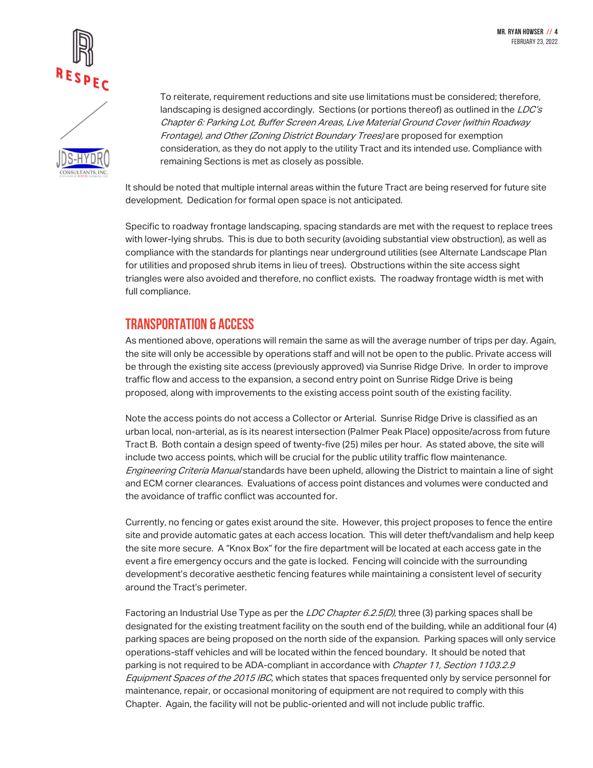To reiterate, requirement reductions and site use limitations must be considered; therefore, landscaping is designed accordingly. Sections (or portions thereof) as outlined in the *LDC's Chapter 6: Parking Lot, Buffer Screen Areas, Live Material Ground Cover (within Roadway Frontage), and Other (Zoning District Boundary Trees)* are proposed for exemption consideration, as they do not apply to the utility Tract and its intended use. Compliance with remaining Sections is met as closely as possible.

It should be noted that multiple internal areas within the future Tract are being reserved for future site development. Dedication for formal open space is not anticipated.

Specific to roadway frontage landscaping, spacing standards are met with the request to replace trees with lower-lying shrubs. This is due to both security (avoiding substantial view obstruction), as well as compliance with the standards for plantings near underground utilities (see Alternate Landscape Plan for utilities and proposed shrub items in lieu of trees). Obstructions within the site access sight triangles were also avoided and therefore, no conflict exists. The roadway frontage width is met with full compliance.

## TRANSPORTATION & ACCESS

As mentioned above, operations will remain the same as will the average number of trips per day. Again, the site will only be accessible by operations staff and will not be open to the public. Private access will be through the existing site access (previously approved) via Sunrise Ridge Drive. In order to improve traffic flow and access to the expansion, a second entry point on Sunrise Ridge Drive is being proposed, along with improvements to the existing access point south of the existing facility.

Note the access points do not access a Collector or Arterial. Sunrise Ridge Drive is classified as an urban local, non-arterial, as is its nearest intersection (Palmer Peak Place) opposite/across from future Tract B. Both contain a design speed of twenty-five (25) miles per hour. As stated above, the site will include two access points, which will be crucial for the public utility traffic flow maintenance. *Engineering Criteria Manual* standards have been upheld, allowing the District to maintain a line of sight and ECM corner clearances. Evaluations of access point distances and volumes were conducted and the avoidance of traffic conflict was accounted for.

Currently, no fencing or gates exist around the site. However, this project proposes to fence the entire site and provide automatic gates at each access location. This will deter theft/vandalism and help keep the site more secure. A "Knox Box" for the fire department will be located at each access gate in the event a fire emergency occurs and the gate is locked. Fencing will coincide with the surrounding development's decorative aesthetic fencing features while maintaining a consistent level of security around the Tract's perimeter.

Factoring an Industrial Use Type as per the *LDC Chapter 6.2.5(D)*, three (3) parking spaces shall be designated for the existing treatment facility on the south end of the building, while an additional four (4) parking spaces are being proposed on the north side of the expansion. Parking spaces will only service operations-staff vehicles and will be located within the fenced boundary. It should be noted that parking is not required to be ADA-compliant in accordance with *Chapter 11, Section 1103.2.9 Equipment Spaces of the 2015 IBC*, which states that spaces frequented only by service personnel for maintenance, repair, or occasional monitoring of equipment are not required to comply with this Chapter. Again, the facility will not be public-oriented and will not include public traffic.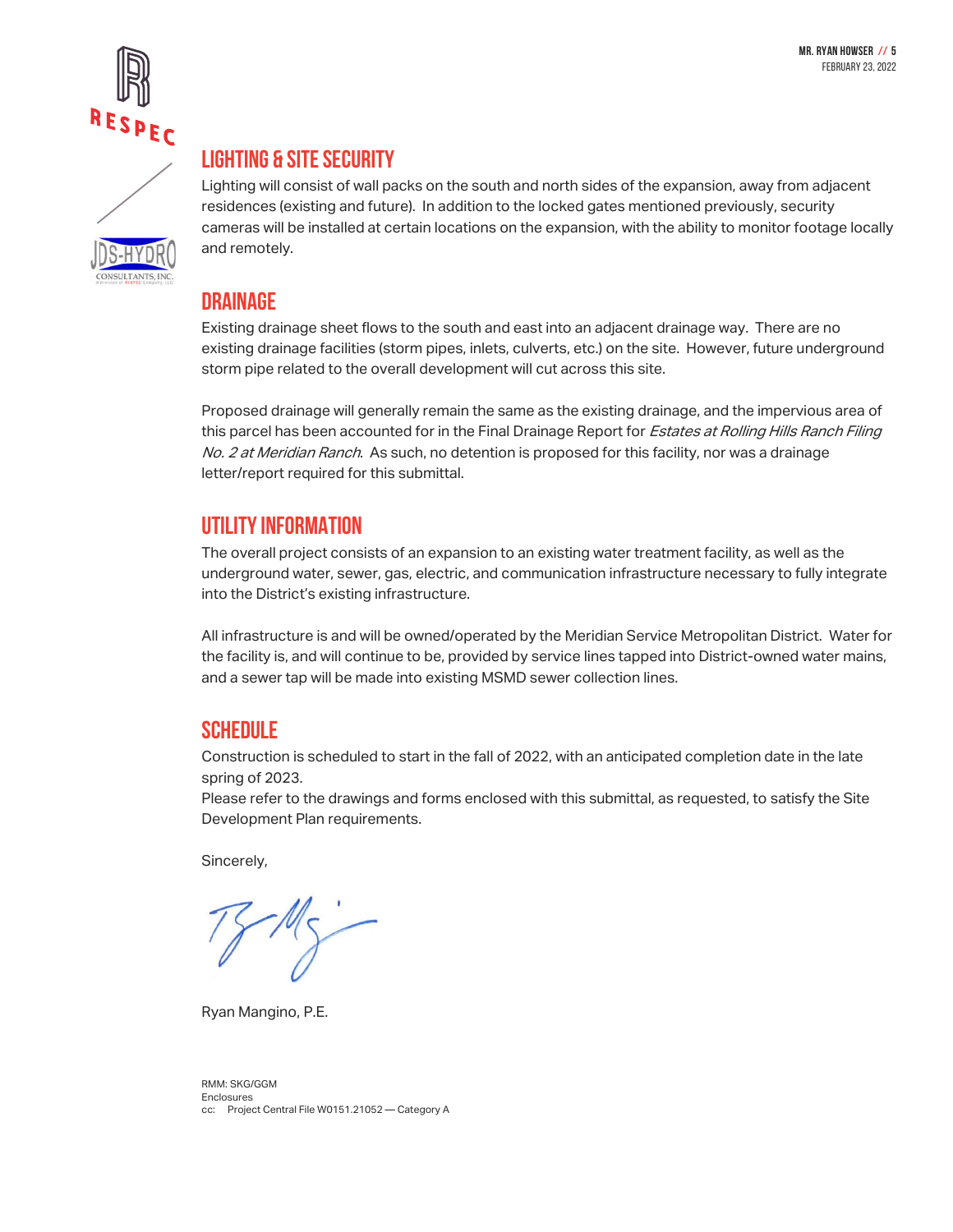## LIGHTING & SITE SECURITY

Lighting will consist of wall packs on the south and north sides of the expansion, away from adjacent residences (existing and future). In addition to the locked gates mentioned previously, security cameras will be installed at certain locations on the expansion, with the ability to monitor footage locally and remotely.

## DRAINAGE

Existing drainage sheet flows to the south and east into an adjacent drainage way. There are no existing drainage facilities (storm pipes, inlets, culverts, etc.) on the site. However, future underground storm pipe related to the overall development will cut across this site.

Proposed drainage will generally remain the same as the existing drainage, and the impervious area of this parcel has been accounted for in the Final Drainage Report for *Estates at Rolling Hills Ranch Filing No. 2 at Meridian Ranch*. As such, no detention is proposed for this facility, nor was a drainage letter/report required for this submittal.

## UTILITY INFORMATION

The overall project consists of an expansion to an existing water treatment facility, as well as the underground water, sewer, gas, electric, and communication infrastructure necessary to fully integrate into the District's existing infrastructure.

All infrastructure is and will be owned/operated by the Meridian Service Metropolitan District. Water for the facility is, and will continue to be, provided by service lines tapped into District-owned water mains, and a sewer tap will be made into existing MSMD sewer collection lines.

## SCHEDULE

Construction is scheduled to start in the fall of 2022, with an anticipated completion date in the late spring of 2023.
Please refer to the drawings and forms enclosed with this submittal, as requested, to satisfy the Site Development Plan requirements.

Sincerely,

Ryan Mangino, P.E.

RMM: SKG/GGM
Enclosures
cc: Project Central File W0151.21052 — Category A